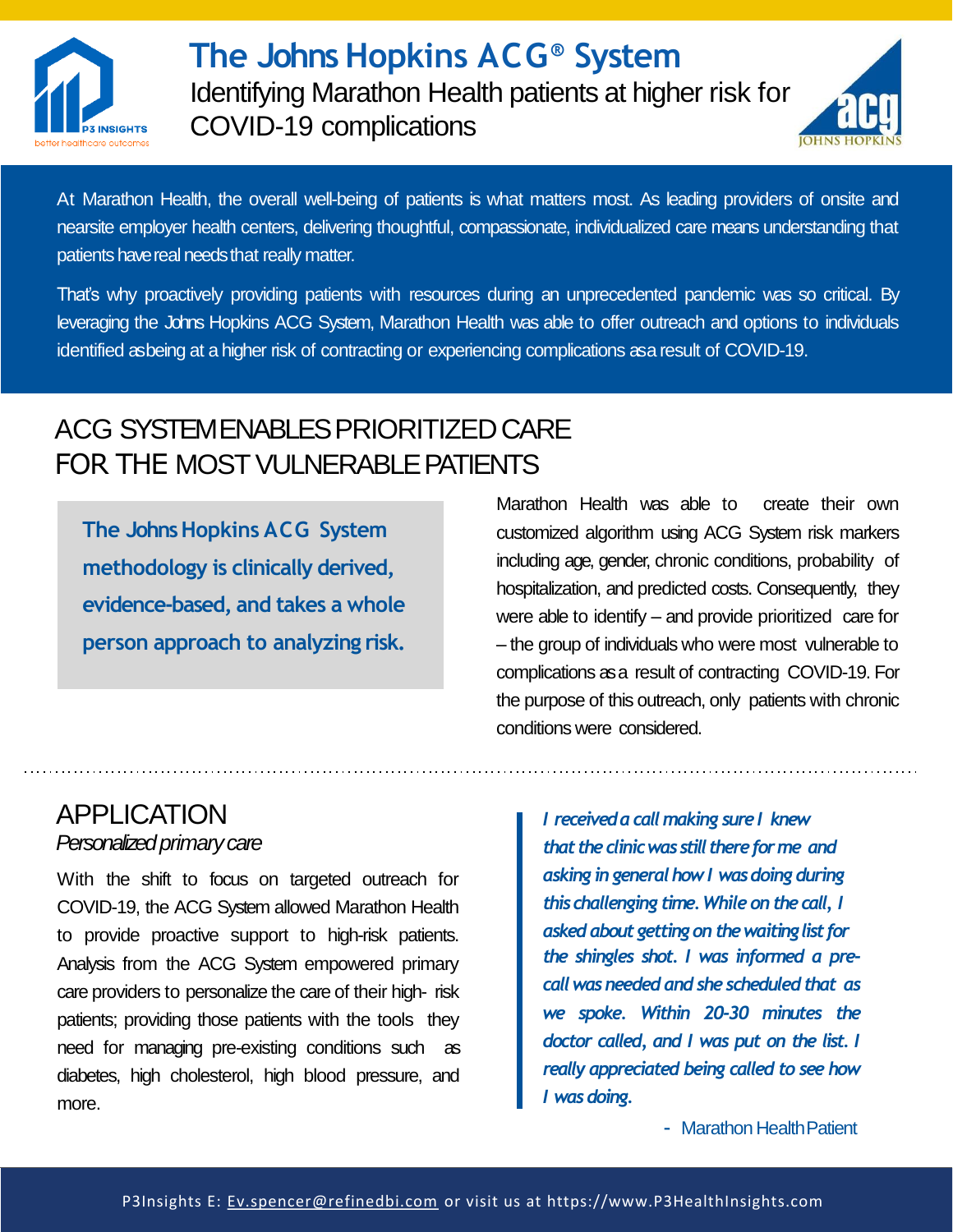# The Johns Hopkins ACG® System

## Identifying Marathon Health patients at higher risk for COVID-19 complications

At Marathon Health, the overall well-being of patients is what matters most. As leading providers of onsite and nearsite employer health centers, delivering thoughtful, compassionate, individualized care means understanding that patients have real needs that really matter.

That's why proactively providing patients with resources during an unprecedented pandemic was so critical. By leveraging the Johns Hopkins ACG System, Marathon Health was able to offer outreach and options to individuals identified as being at a higher risk of contracting or experiencing complications as a result of COVID-19.

## ACG SYSTEM ENABLES PRIORITIZED CARE FOR THE MOST VULNERABLE PATIENTS

**The Johns Hopkins ACG System methodology is clinically derived, evidence-based, and takes a whole person approach to analyzing risk.**

Marathon Health was able to create their own customized algorithm using ACG System risk markers including age, gender, chronic conditions, probability of hospitalization, and predicted costs. Consequently, they were able to identify – and provide prioritized care for – the group of individuals who were most vulnerable to complications as a result of contracting COVID-19. For the purpose of this outreach, only patients with chronic conditions were considered.

## APPLICATION

*Personalized primary care*

With the shift to focus on targeted outreach for COVID-19, the ACG System allowed Marathon Health to provide proactive support to high-risk patients. Analysis from the ACG System empowered primary care providers to personalize the care of their high- risk patients; providing those patients with the tools they need for managing pre-existing conditions such as diabetes, high cholesterol, high blood pressure, and more.

> *I received a call making sure I knew that the clinic was still there for me and asking in general how I was doing during this challenging time. While on the call, I asked about getting on the waiting list for the shingles shot. I was informed a pre-call was needed and she scheduled that as we spoke. Within 20-30 minutes the doctor called, and I was put on the list. I really appreciated being called to see how I was doing.*
>
> \- Marathon Health Patient

P3Insights E: Ev.spencer@refinedbi.com or visit us at https://www.P3HealthInsights.com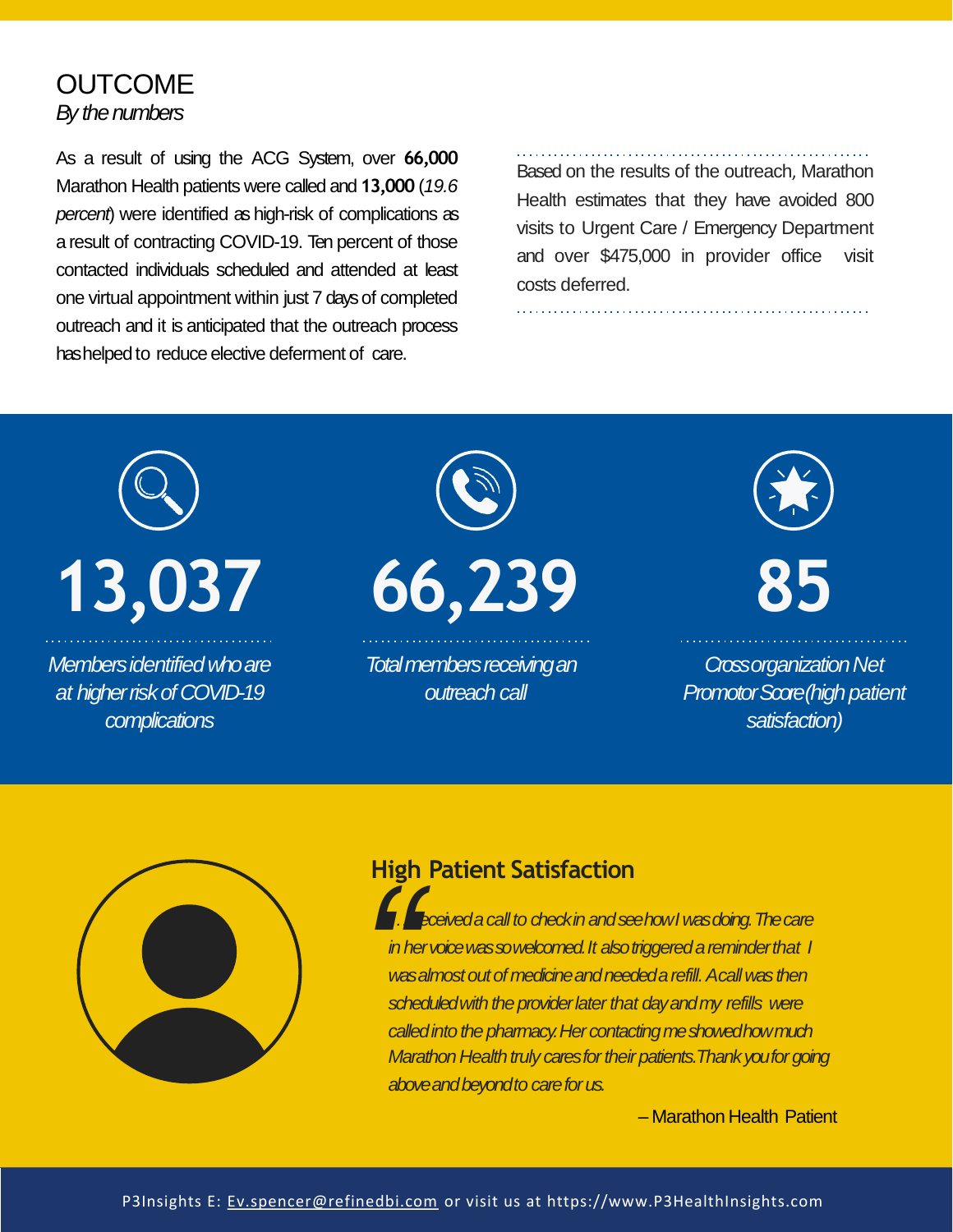# OUTCOME

*By the numbers*

As a result of using the ACG System, over **66,000** Marathon Health patients were called and **13,000** (*19.6 percent*) were identified as high-risk of complications as a result of contracting COVID-19. Ten percent of those contacted individuals scheduled and attended at least one virtual appointment within just 7 days of completed outreach and it is anticipated that the outreach process has helped to reduce elective deferment of care.

Based on the results of the outreach, Marathon Health estimates that they have avoided 800 visits to Urgent Care / Emergency Department and over $475,000 in provider office visit costs deferred.

**13,037**

*Members identified who are at higher risk of COVID-19 complications*

**66,239**

*Total members receiving an outreach call*

**85**

*Cross organization Net Promotor Score (high patient satisfaction)*

## High Patient Satisfaction

*"...I received a call to check in and see how I was doing. The care in her voice was so welcomed. It also triggered a reminder that I was almost out of medicine and needed a refill. A call was then scheduled with the provider later that day and my refills were called into the pharmacy. Her contacting me showed how much Marathon Health truly cares for their patients. Thank you for going above and beyond to care for us.*

– Marathon Health Patient

P3Insights E: Ev.spencer@refinedbi.com or visit us at https://www.P3HealthInsights.com